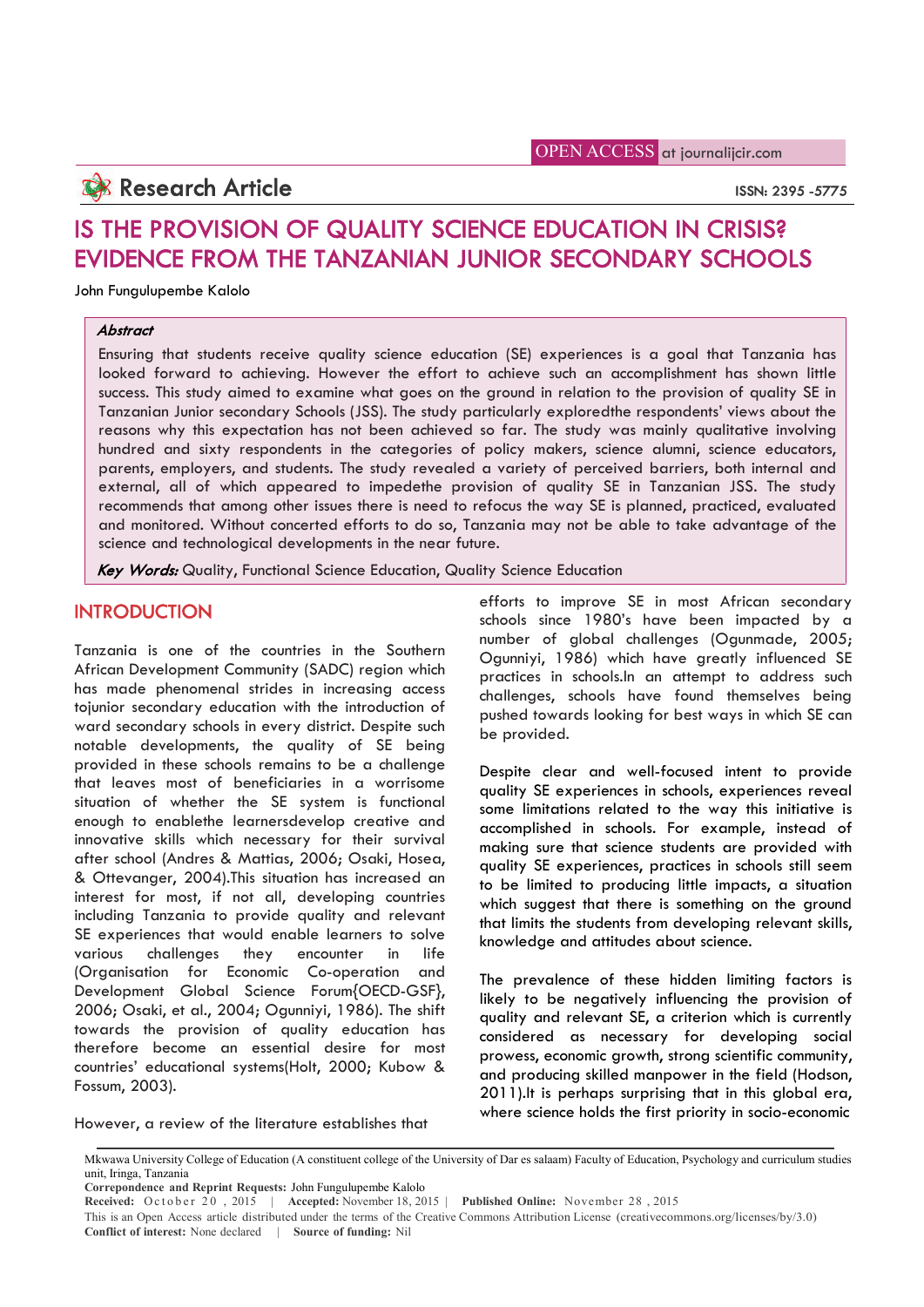Research Article

# IS THE PROVISION OF QUALITY SCIENCE EDUCATION IN CRISIS? EVIDENCE FROM THE TANZANIAN JUNIOR SECONDARY SCHOOLS

John Fungulupembe Kalolo

***Abstract***

Ensuring that students receive quality science education (SE) experiences is a goal that Tanzania has looked forward to achieving. However the effort to achieve such an accomplishment has shown little success. This study aimed to examine what goes on the ground in relation to the provision of quality SE in Tanzanian Junior secondary Schools (JSS). The study particularly exploredthe respondents' views about the reasons why this expectation has not been achieved so far. The study was mainly qualitative involving hundred and sixty respondents in the categories of policy makers, science alumni, science educators, parents, employers, and students. The study revealed a variety of perceived barriers, both internal and external, all of which appeared to impedethe provision of quality SE in Tanzanian JSS. The study recommends that among other issues there is need to refocus the way SE is planned, practiced, evaluated and monitored. Without concerted efforts to do so, Tanzania may not be able to take advantage of the science and technological developments in the near future.

***Key Words:*** Quality, Functional Science Education, Quality Science Education

## INTRODUCTION

Tanzania is one of the countries in the Southern African Development Community (SADC) region which has made phenomenal strides in increasing access tojunior secondary education with the introduction of ward secondary schools in every district. Despite such notable developments, the quality of SE being provided in these schools remains to be a challenge that leaves most of beneficiaries in a worrisome situation of whether the SE system is functional enough to enablethe learnersdevelop creative and innovative skills which necessary for their survival after school (Andres & Mattias, 2006; Osaki, Hosea, & Ottevanger, 2004).This situation has increased an interest for most, if not all, developing countries including Tanzania to provide quality and relevant SE experiences that would enable learners to solve various challenges they encounter in life (Organisation for Economic Co-operation and Development Global Science Forum{OECD-GSF}, 2006; Osaki, et al., 2004; Ogunniyi, 1986). The shift towards the provision of quality education has therefore become an essential desire for most countries' educational systems(Holt, 2000; Kubow & Fossum, 2003).

However, a review of the literature establishes that efforts to improve SE in most African secondary schools since 1980's have been impacted by a number of global challenges (Ogunmade, 2005; Ogunniyi, 1986) which have greatly influenced SE practices in schools.In an attempt to address such challenges, schools have found themselves being pushed towards looking for best ways in which SE can be provided.

Despite clear and well-focused intent to provide quality SE experiences in schools, experiences reveal some limitations related to the way this initiative is accomplished in schools. For example, instead of making sure that science students are provided with quality SE experiences, practices in schools still seem to be limited to producing little impacts, a situation which suggest that there is something on the ground that limits the students from developing relevant skills, knowledge and attitudes about science.

The prevalence of these hidden limiting factors is likely to be negatively influencing the provision of quality and relevant SE, a criterion which is currently considered as necessary for developing social prowess, economic growth, strong scientific community, and producing skilled manpower in the field (Hodson, 2011).It is perhaps surprising that in this global era, where science holds the first priority in socio-economic

---

Mkwawa University College of Education (A constituent college of the University of Dar es salaam) Faculty of Education, Psychology and curriculum studies unit, Iringa, Tanzania

**Correpondence and Reprint Requests:** John Fungulupembe Kalolo

**Received:** October 20, 2015 | **Accepted:** November 18, 2015 | **Published Online:** November 28, 2015

This is an Open Access article distributed under the terms of the Creative Commons Attribution License (creativecommons.org/licenses/by/3.0)

**Conflict of interest:** None declared | **Source of funding:** Nil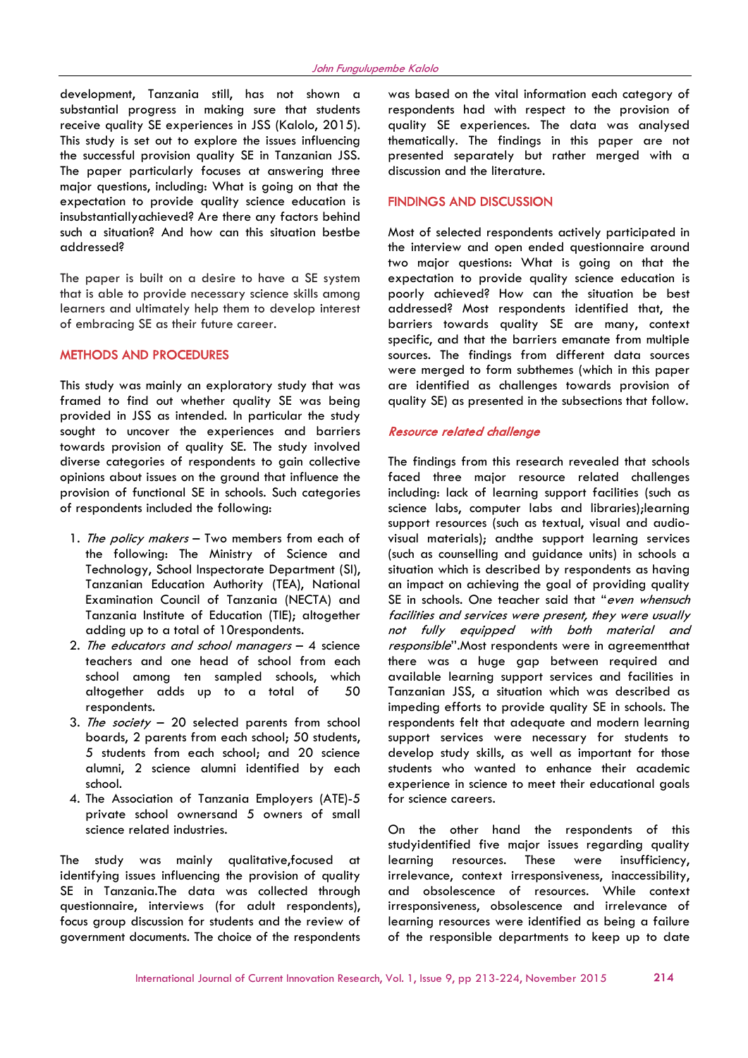development, Tanzania still, has not shown a substantial progress in making sure that students receive quality SE experiences in JSS (Kalolo, 2015). This study is set out to explore the issues influencing the successful provision quality SE in Tanzanian JSS. The paper particularly focuses at answering three major questions, including: What is going on that the expectation to provide quality science education is insubstantiallyachieved? Are there any factors behind such a situation? And how can this situation bestbe addressed?

The paper is built on a desire to have a SE system that is able to provide necessary science skills among learners and ultimately help them to develop interest of embracing SE as their future career.

## METHODS AND PROCEDURES

This study was mainly an exploratory study that was framed to find out whether quality SE was being provided in JSS as intended. In particular the study sought to uncover the experiences and barriers towards provision of quality SE. The study involved diverse categories of respondents to gain collective opinions about issues on the ground that influence the provision of functional SE in schools. Such categories of respondents included the following:

1. *The policy makers* – Two members from each of the following: The Ministry of Science and Technology, School Inspectorate Department (SI), Tanzanian Education Authority (TEA), National Examination Council of Tanzania (NECTA) and Tanzania Institute of Education (TIE); altogether adding up to a total of 10respondents.
2. *The educators and school managers* – 4 science teachers and one head of school from each school among ten sampled schools, which altogether adds up to a total of 50 respondents.
3. *The society* – 20 selected parents from school boards, 2 parents from each school; 50 students, 5 students from each school; and 20 science alumni, 2 science alumni identified by each school.
4. The Association of Tanzania Employers (ATE)-5 private school ownersand 5 owners of small science related industries.

The study was mainly qualitative,focused at identifying issues influencing the provision of quality SE in Tanzania.The data was collected through questionnaire, interviews (for adult respondents), focus group discussion for students and the review of government documents. The choice of the respondents was based on the vital information each category of respondents had with respect to the provision of quality SE experiences. The data was analysed thematically. The findings in this paper are not presented separately but rather merged with a discussion and the literature.

## FINDINGS AND DISCUSSION

Most of selected respondents actively participated in the interview and open ended questionnaire around two major questions: What is going on that the expectation to provide quality science education is poorly achieved? How can the situation be best addressed? Most respondents identified that, the barriers towards quality SE are many, context specific, and that the barriers emanate from multiple sources. The findings from different data sources were merged to form subthemes (which in this paper are identified as challenges towards provision of quality SE) as presented in the subsections that follow.

### *Resource related challenge*

The findings from this research revealed that schools faced three major resource related challenges including: lack of learning support facilities (such as science labs, computer labs and libraries);learning support resources (such as textual, visual and audio-visual materials); andthe support learning services (such as counselling and guidance units) in schools a situation which is described by respondents as having an impact on achieving the goal of providing quality SE in schools. One teacher said that "*even whensuch facilities and services were present, they were usually not fully equipped with both material and responsible*".Most respondents were in agreementthat there was a huge gap between required and available learning support services and facilities in Tanzanian JSS, a situation which was described as impeding efforts to provide quality SE in schools. The respondents felt that adequate and modern learning support services necessary for students to develop study skills, as well as important for those students who wanted to enhance their academic experience in science to meet their educational goals for science careers.

On the other hand the respondents of this studyidentified five major issues regarding quality learning resources. These were insufficiency, irrelevance, context irresponsiveness, inaccessibility, and obsolescence of resources. While context irresponsiveness, obsolescence and irrelevance of learning resources were identified as being a failure of the responsible departments to keep up to date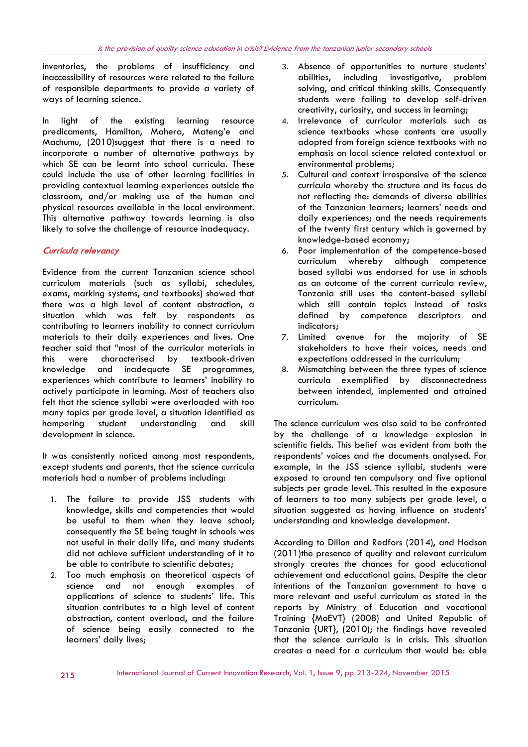inventories, the problems of insufficiency and inaccessibility of resources were related to the failure of responsible departments to provide a variety of ways of learning science.

In light of the existing learning resource predicaments, Hamilton, Mahera, Mateng'e and Machumu, (2010)suggest that there is a need to incorporate a number of alternative pathways by which SE can be learnt into school curricula. These could include the use of other learning facilities in providing contextual learning experiences outside the classroom, and/or making use of the human and physical resources available in the local environment. This alternative pathway towards learning is also likely to solve the challenge of resource inadequacy.

### *Curricula relevancy*

Evidence from the current Tanzanian science school curriculum materials (such as syllabi, schedules, exams, marking systems, and textbooks) showed that there was a high level of content abstraction, a situation which was felt by respondents as contributing to learners inability to connect curriculum materials to their daily experiences and lives. One teacher said that "most of the curricular materials in this were characterised by textbook-driven knowledge and inadequate SE programmes, experiences which contribute to learners' inability to actively participate in learning. Most of teachers also felt that the science syllabi were overloaded with too many topics per grade level, a situation identified as hampering student understanding and skill development in science.

It was consistently noticed among most respondents, except students and parents, that the science curricula materials had a number of problems including:

1. The failure to provide JSS students with knowledge, skills and competencies that would be useful to them when they leave school; consequently the SE being taught in schools was not useful in their daily life, and many students did not achieve sufficient understanding of it to be able to contribute to scientific debates;
2. Too much emphasis on theoretical aspects of science and not enough examples of applications of science to students' life. This situation contributes to a high level of content abstraction, content overload, and the failure of science being easily connected to the learners' daily lives;
3. Absence of opportunities to nurture students' abilities, including investigative, problem solving, and critical thinking skills. Consequently students were failing to develop self-driven creativity, curiosity, and success in learning;
4. Irrelevance of curricular materials such as science textbooks whose contents are usually adopted from foreign science textbooks with no emphasis on local science related contextual or environmental problems;
5. Cultural and context irresponsive of the science curricula whereby the structure and its focus do not reflecting the: demands of diverse abilities of the Tanzanian learners; learners' needs and daily experiences; and the needs requirements of the twenty first century which is governed by knowledge-based economy;
6. Poor implementation of the competence-based curriculum whereby although competence based syllabi was endorsed for use in schools as an outcome of the current curricula review, Tanzania still uses the content-based syllabi which still contain topics instead of tasks defined by competence descriptors and indicators;
7. Limited avenue for the majority of SE stakeholders to have their voices, needs and expectations addressed in the curriculum;
8. Mismatching between the three types of science curricula exemplified by disconnectedness between intended, implemented and attained curriculum.

The science curriculum was also said to be confronted by the challenge of a knowledge explosion in scientific fields. This belief was evident from both the respondents' voices and the documents analysed. For example, in the JSS science syllabi, students were exposed to around ten compulsory and five optional subjects per grade level. This resulted in the exposure of learners to too many subjects per grade level, a situation suggested as having influence on students' understanding and knowledge development.

According to Dillon and Redfors (2014), and Hodson (2011)the presence of quality and relevant curriculum strongly creates the chances for good educational achievement and educational gains. Despite the clear intentions of the Tanzanian government to have a more relevant and useful curriculum as stated in the reports by Ministry of Education and vocational Training {MoEVT} (2008) and United Republic of Tanzania {URT}, (2010); the findings have revealed that the science curricula is in crisis. This situation creates a need for a curriculum that would be: able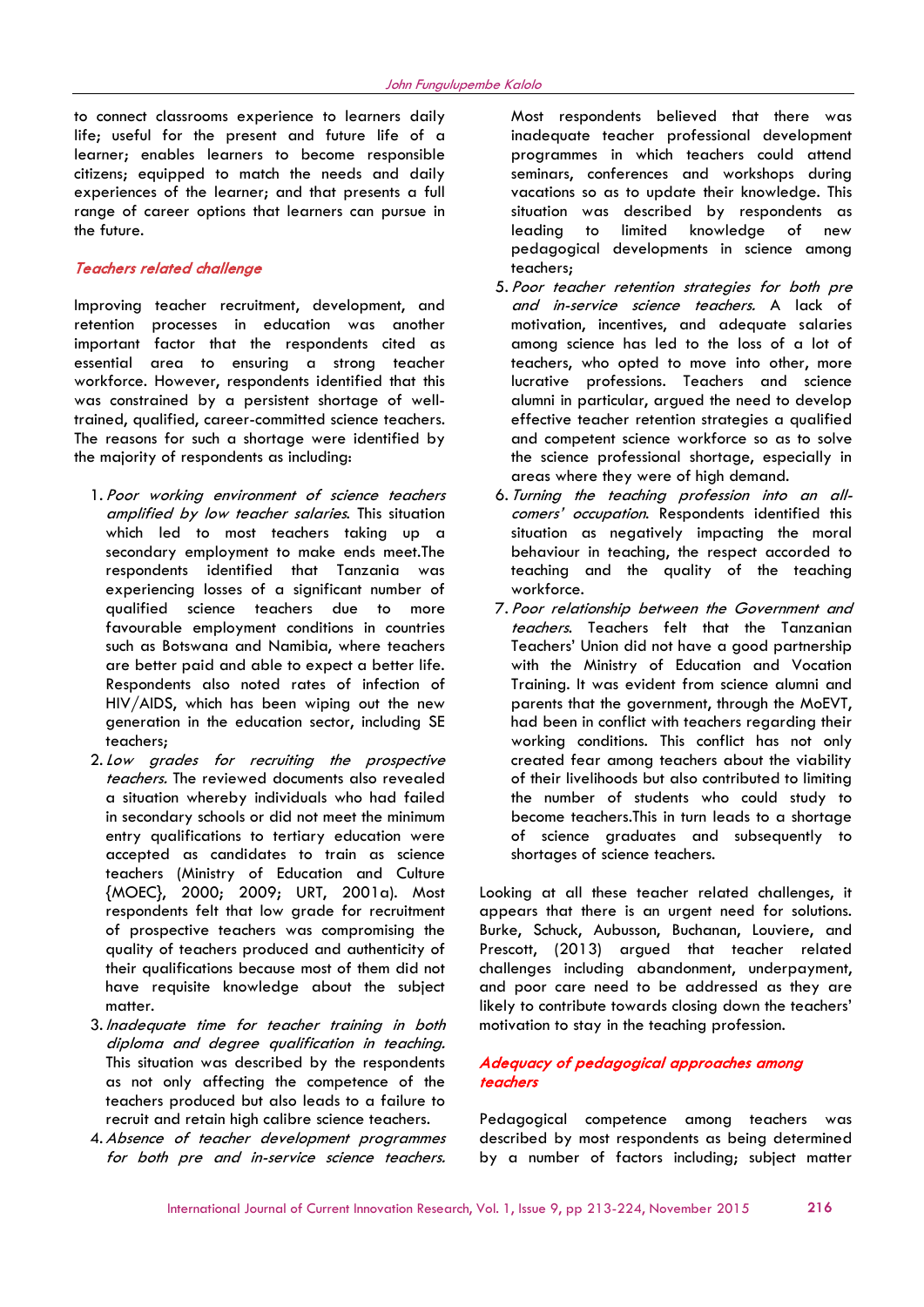to connect classrooms experience to learners daily life; useful for the present and future life of a learner; enables learners to become responsible citizens; equipped to match the needs and daily experiences of the learner; and that presents a full range of career options that learners can pursue in the future.

### *Teachers related challenge*

Improving teacher recruitment, development, and retention processes in education was another important factor that the respondents cited as essential area to ensuring a strong teacher workforce. However, respondents identified that this was constrained by a persistent shortage of well-trained, qualified, career-committed science teachers. The reasons for such a shortage were identified by the majority of respondents as including:

1. *Poor working environment of science teachers amplified by low teacher salaries.* This situation which led to most teachers taking up a secondary employment to make ends meet.The respondents identified that Tanzania was experiencing losses of a significant number of qualified science teachers due to more favourable employment conditions in countries such as Botswana and Namibia, where teachers are better paid and able to expect a better life. Respondents also noted rates of infection of HIV/AIDS, which has been wiping out the new generation in the education sector, including SE teachers;
2. *Low grades for recruiting the prospective teachers.* The reviewed documents also revealed a situation whereby individuals who had failed in secondary schools or did not meet the minimum entry qualifications to tertiary education were accepted as candidates to train as science teachers (Ministry of Education and Culture {MOEC}, 2000; 2009; URT, 2001a). Most respondents felt that low grade for recruitment of prospective teachers was compromising the quality of teachers produced and authenticity of their qualifications because most of them did not have requisite knowledge about the subject matter.
3. *Inadequate time for teacher training in both diploma and degree qualification in teaching.* This situation was described by the respondents as not only affecting the competence of the teachers produced but also leads to a failure to recruit and retain high calibre science teachers.
4. *Absence of teacher development programmes for both pre and in-service science teachers.* Most respondents believed that there was inadequate teacher professional development programmes in which teachers could attend seminars, conferences and workshops during vacations so as to update their knowledge. This situation was described by respondents as leading to limited knowledge of new pedagogical developments in science among teachers;
5. *Poor teacher retention strategies for both pre and in-service science teachers.* A lack of motivation, incentives, and adequate salaries among science has led to the loss of a lot of teachers, who opted to move into other, more lucrative professions. Teachers and science alumni in particular, argued the need to develop effective teacher retention strategies a qualified and competent science workforce so as to solve the science professional shortage, especially in areas where they were of high demand.
6. *Turning the teaching profession into an all-comers' occupation.* Respondents identified this situation as negatively impacting the moral behaviour in teaching, the respect accorded to teaching and the quality of the teaching workforce.
7. *Poor relationship between the Government and teachers.* Teachers felt that the Tanzanian Teachers' Union did not have a good partnership with the Ministry of Education and Vocation Training. It was evident from science alumni and parents that the government, through the MoEVT, had been in conflict with teachers regarding their working conditions. This conflict has not only created fear among teachers about the viability of their livelihoods but also contributed to limiting the number of students who could study to become teachers.This in turn leads to a shortage of science graduates and subsequently to shortages of science teachers.

Looking at all these teacher related challenges, it appears that there is an urgent need for solutions. Burke, Schuck, Aubusson, Buchanan, Louviere, and Prescott, (2013) argued that teacher related challenges including abandonment, underpayment, and poor care need to be addressed as they are likely to contribute towards closing down the teachers' motivation to stay in the teaching profession.

### *Adequacy of pedagogical approaches among teachers*

Pedagogical competence among teachers was described by most respondents as being determined by a number of factors including; subject matter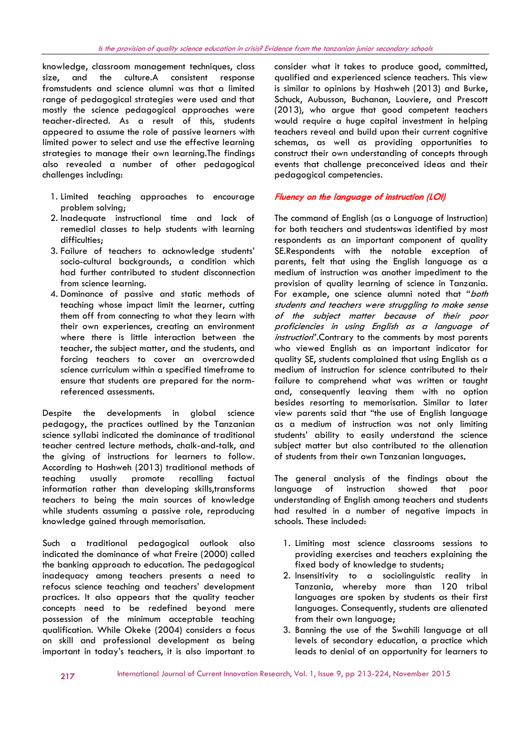knowledge, classroom management techniques, class size, and the culture.A consistent response fromstudents and science alumni was that a limited range of pedagogical strategies were used and that mostly the science pedagogical approaches were teacher-directed. As a result of this, students appeared to assume the role of passive learners with limited power to select and use the effective learning strategies to manage their own learning.The findings also revealed a number of other pedagogical challenges including:

1. Limited teaching approaches to encourage problem solving;
2. Inadequate instructional time and lack of remedial classes to help students with learning difficulties;
3. Failure of teachers to acknowledge students' socio-cultural backgrounds, a condition which had further contributed to student disconnection from science learning.
4. Dominance of passive and static methods of teaching whose impact limit the learner, cutting them off from connecting to what they learn with their own experiences, creating an environment where there is little interaction between the teacher, the subject matter, and the students, and forcing teachers to cover an overcrowded science curriculum within a specified timeframe to ensure that students are prepared for the norm-referenced assessments.

Despite the developments in global science pedagogy, the practices outlined by the Tanzanian science syllabi indicated the dominance of traditional teacher centred lecture methods, chalk-and-talk, and the giving of instructions for learners to follow. According to Hashweh (2013) traditional methods of teaching usually promote recalling factual information rather than developing skills,transforms teachers to being the main sources of knowledge while students assuming a passive role, reproducing knowledge gained through memorisation.

Such a traditional pedagogical outlook also indicated the dominance of what Freire (2000) called the banking approach to education. The pedagogical inadequacy among teachers presents a need to refocus science teaching and teachers' development practices. It also appears that the quality teacher concepts need to be redefined beyond mere possession of the minimum acceptable teaching qualification. While Okeke (2004) considers a focus on skill and professional development as being important in today's teachers, it is also important to consider what it takes to produce good, committed, qualified and experienced science teachers. This view is similar to opinions by Hashweh (2013) and Burke, Schuck, Aubusson, Buchanan, Louviere, and Prescott (2013), who argue that good competent teachers would require a huge capital investment in helping teachers reveal and build upon their current cognitive schemas, as well as providing opportunities to construct their own understanding of concepts through events that challenge preconceived ideas and their pedagogical competencies.

### *Fluency on the language of instruction (LOI)*

The command of English (as a Language of Instruction) for both teachers and studentswas identified by most respondents as an important component of quality SE.Respondents with the notable exception of parents, felt that using the English language as a medium of instruction was another impediment to the provision of quality learning of science in Tanzania. For example, one science alumni noted that "*both students and teachers were struggling to make sense of the subject matter because of their poor proficiencies in using English as a language of instruction*".Contrary to the comments by most parents who viewed English as an important indicator for quality SE, students complained that using English as a medium of instruction for science contributed to their failure to comprehend what was written or taught and, consequently leaving them with no option besides resorting to memorisation. Similar to later view parents said that "the use of English language as a medium of instruction was not only limiting students' ability to easily understand the science subject matter but also contributed to the alienation of students from their own Tanzanian languages.

The general analysis of the findings about the language of instruction showed that poor understanding of English among teachers and students had resulted in a number of negative impacts in schools. These included:

1. Limiting most science classrooms sessions to providing exercises and teachers explaining the fixed body of knowledge to students;
2. Insensitivity to a sociolinguistic reality in Tanzania, whereby more than 120 tribal languages are spoken by students as their first languages. Consequently, students are alienated from their own language;
3. Banning the use of the Swahili language at all levels of secondary education, a practice which leads to denial of an opportunity for learners to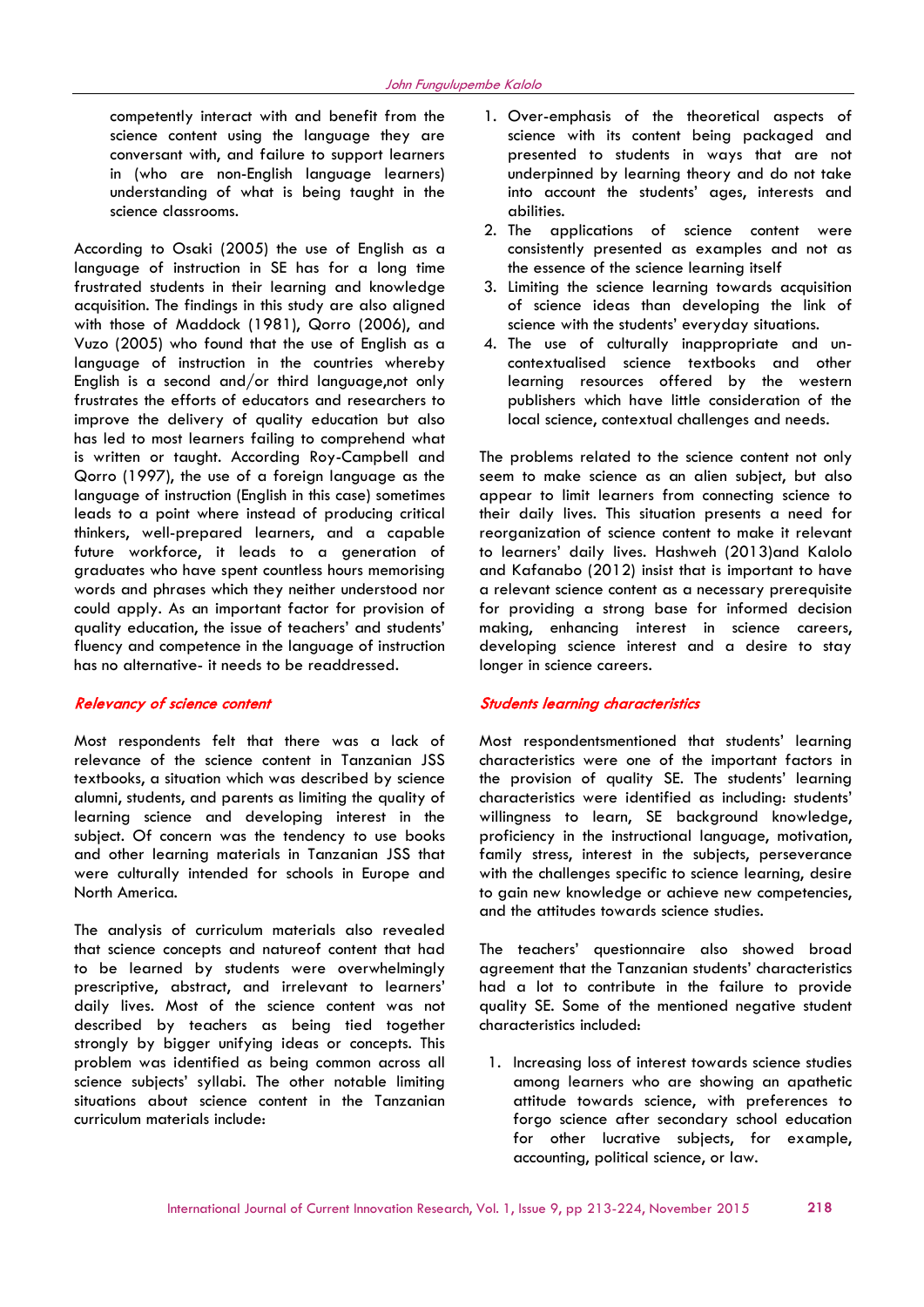competently interact with and benefit from the science content using the language they are conversant with, and failure to support learners in (who are non-English language learners) understanding of what is being taught in the science classrooms.

According to Osaki (2005) the use of English as a language of instruction in SE has for a long time frustrated students in their learning and knowledge acquisition. The findings in this study are also aligned with those of Maddock (1981), Qorro (2006), and Vuzo (2005) who found that the use of English as a language of instruction in the countries whereby English is a second and/or third language,not only frustrates the efforts of educators and researchers to improve the delivery of quality education but also has led to most learners failing to comprehend what is written or taught. According Roy-Campbell and Qorro (1997), the use of a foreign language as the language of instruction (English in this case) sometimes leads to a point where instead of producing critical thinkers, well-prepared learners, and a capable future workforce, it leads to a generation of graduates who have spent countless hours memorising words and phrases which they neither understood nor could apply. As an important factor for provision of quality education, the issue of teachers' and students' fluency and competence in the language of instruction has no alternative- it needs to be readdressed.

### *Relevancy of science content*

Most respondents felt that there was a lack of relevance of the science content in Tanzanian JSS textbooks, a situation which was described by science alumni, students, and parents as limiting the quality of learning science and developing interest in the subject. Of concern was the tendency to use books and other learning materials in Tanzanian JSS that were culturally intended for schools in Europe and North America.

The analysis of curriculum materials also revealed that science concepts and natureof content that had to be learned by students were overwhelmingly prescriptive, abstract, and irrelevant to learners' daily lives. Most of the science content was not described by teachers as being tied together strongly by bigger unifying ideas or concepts. This problem was identified as being common across all science subjects' syllabi. The other notable limiting situations about science content in the Tanzanian curriculum materials include:

1. Over-emphasis of the theoretical aspects of science with its content being packaged and presented to students in ways that are not underpinned by learning theory and do not take into account the students' ages, interests and abilities.
2. The applications of science content were consistently presented as examples and not as the essence of the science learning itself
3. Limiting the science learning towards acquisition of science ideas than developing the link of science with the students' everyday situations.
4. The use of culturally inappropriate and un-contextualised science textbooks and other learning resources offered by the western publishers which have little consideration of the local science, contextual challenges and needs.

The problems related to the science content not only seem to make science as an alien subject, but also appear to limit learners from connecting science to their daily lives. This situation presents a need for reorganization of science content to make it relevant to learners' daily lives. Hashweh (2013)and Kalolo and Kafanabo (2012) insist that is important to have a relevant science content as a necessary prerequisite for providing a strong base for informed decision making, enhancing interest in science careers, developing science interest and a desire to stay longer in science careers.

### *Students learning characteristics*

Most respondentsmentioned that students' learning characteristics were one of the important factors in the provision of quality SE. The students' learning characteristics were identified as including: students' willingness to learn, SE background knowledge, proficiency in the instructional language, motivation, family stress, interest in the subjects, perseverance with the challenges specific to science learning, desire to gain new knowledge or achieve new competencies, and the attitudes towards science studies.

The teachers' questionnaire also showed broad agreement that the Tanzanian students' characteristics had a lot to contribute in the failure to provide quality SE. Some of the mentioned negative student characteristics included:

1. Increasing loss of interest towards science studies among learners who are showing an apathetic attitude towards science, with preferences to forgo science after secondary school education for other lucrative subjects, for example, accounting, political science, or law.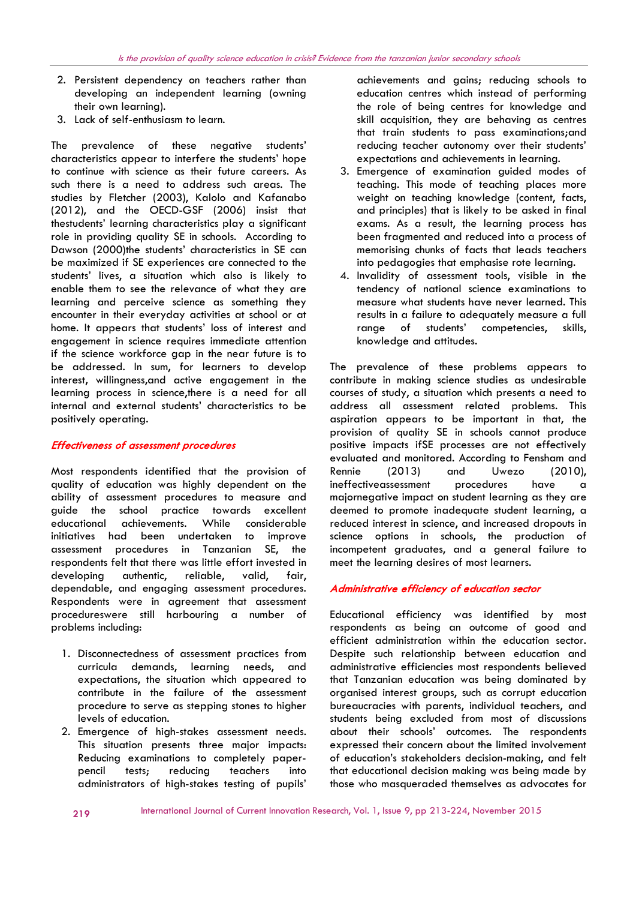2. Persistent dependency on teachers rather than developing an independent learning (owning their own learning).
3. Lack of self-enthusiasm to learn.

The prevalence of these negative students' characteristics appear to interfere the students' hope to continue with science as their future careers. As such there is a need to address such areas. The studies by Fletcher (2003), Kalolo and Kafanabo (2012), and the OECD-GSF (2006) insist that thestudents' learning characteristics play a significant role in providing quality SE in schools. According to Dawson (2000)the students' characteristics in SE can be maximized if SE experiences are connected to the students' lives, a situation which also is likely to enable them to see the relevance of what they are learning and perceive science as something they encounter in their everyday activities at school or at home. It appears that students' loss of interest and engagement in science requires immediate attention if the science workforce gap in the near future is to be addressed. In sum, for learners to develop interest, willingness,and active engagement in the learning process in science,there is a need for all internal and external students' characteristics to be positively operating.

### *Effectiveness of assessment procedures*

Most respondents identified that the provision of quality of education was highly dependent on the ability of assessment procedures to measure and guide the school practice towards excellent educational achievements. While considerable initiatives had been undertaken to improve assessment procedures in Tanzanian SE, the respondents felt that there was little effort invested in developing authentic, reliable, valid, fair, dependable, and engaging assessment procedures. Respondents were in agreement that assessment procedureswere still harbouring a number of problems including:

1. Disconnectedness of assessment practices from curricula demands, learning needs, and expectations, the situation which appeared to contribute in the failure of the assessment procedure to serve as stepping stones to higher levels of education.
2. Emergence of high-stakes assessment needs. This situation presents three major impacts: Reducing examinations to completely paper-pencil tests; reducing teachers into administrators of high-stakes testing of pupils' achievements and gains; reducing schools to education centres which instead of performing the role of being centres for knowledge and skill acquisition, they are behaving as centres that train students to pass examinations;and reducing teacher autonomy over their students' expectations and achievements in learning.
3. Emergence of examination guided modes of teaching. This mode of teaching places more weight on teaching knowledge (content, facts, and principles) that is likely to be asked in final exams. As a result, the learning process has been fragmented and reduced into a process of memorising chunks of facts that leads teachers into pedagogies that emphasise rote learning.
4. Invalidity of assessment tools, visible in the tendency of national science examinations to measure what students have never learned. This results in a failure to adequately measure a full range of students' competencies, skills, knowledge and attitudes.

The prevalence of these problems appears to contribute in making science studies as undesirable courses of study, a situation which presents a need to address all assessment related problems. This aspiration appears to be important in that, the provision of quality SE in schools cannot produce positive impacts ifSE processes are not effectively evaluated and monitored. According to Fensham and Rennie (2013) and Uwezo (2010), ineffectiveassessment procedures have a majornegative impact on student learning as they are deemed to promote inadequate student learning, a reduced interest in science, and increased dropouts in science options in schools, the production of incompetent graduates, and a general failure to meet the learning desires of most learners.

### *Administrative efficiency of education sector*

Educational efficiency was identified by most respondents as being an outcome of good and efficient administration within the education sector. Despite such relationship between education and administrative efficiencies most respondents believed that Tanzanian education was being dominated by organised interest groups, such as corrupt education bureaucracies with parents, individual teachers, and students being excluded from most of discussions about their schools' outcomes. The respondents expressed their concern about the limited involvement of education's stakeholders decision-making, and felt that educational decision making was being made by those who masqueraded themselves as advocates for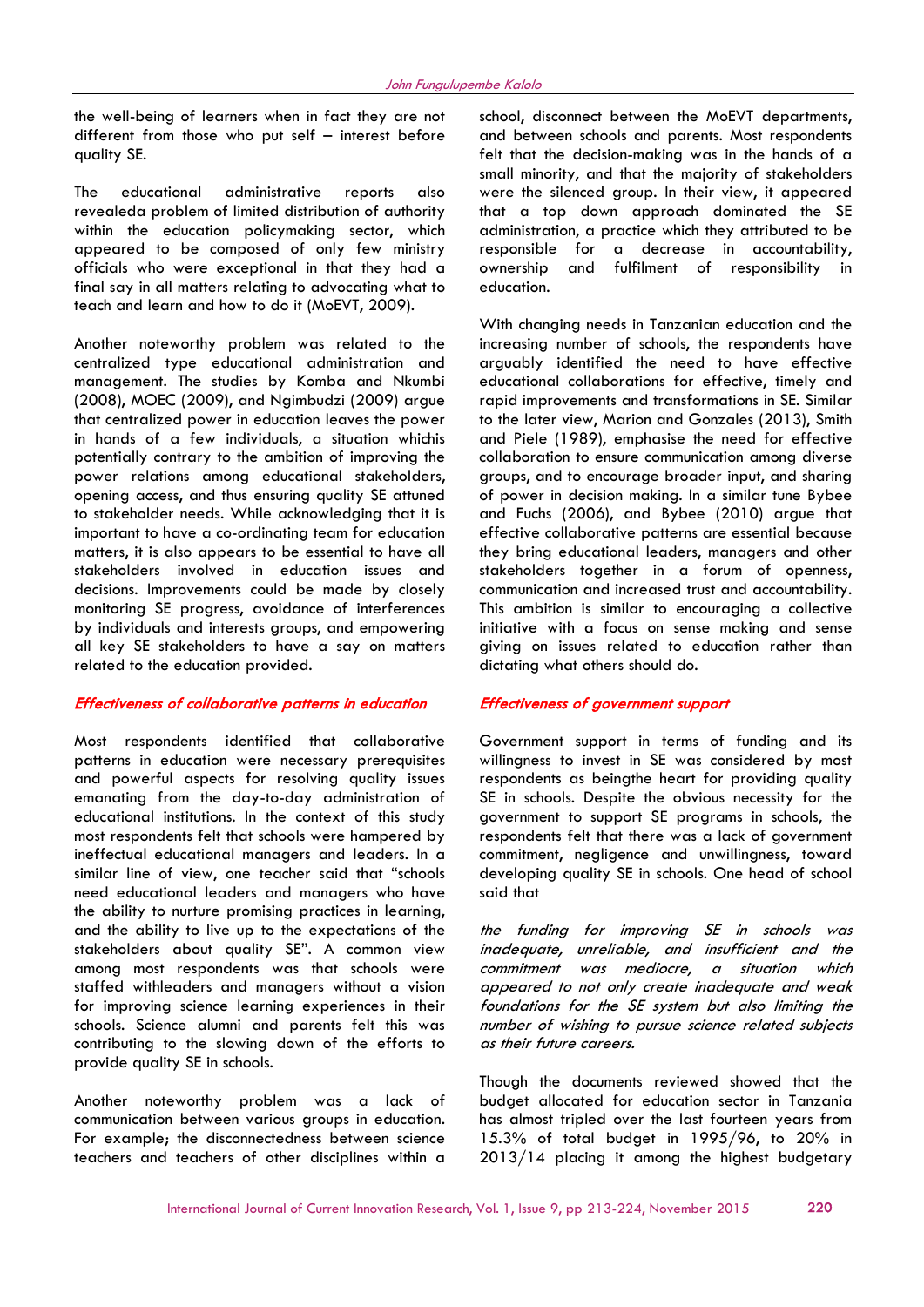the well-being of learners when in fact they are not different from those who put self – interest before quality SE.

The educational administrative reports also revealeda problem of limited distribution of authority within the education policymaking sector, which appeared to be composed of only few ministry officials who were exceptional in that they had a final say in all matters relating to advocating what to teach and learn and how to do it (MoEVT, 2009).

Another noteworthy problem was related to the centralized type educational administration and management. The studies by Komba and Nkumbi (2008), MOEC (2009), and Ngimbudzi (2009) argue that centralized power in education leaves the power in hands of a few individuals, a situation whichis potentially contrary to the ambition of improving the power relations among educational stakeholders, opening access, and thus ensuring quality SE attuned to stakeholder needs. While acknowledging that it is important to have a co-ordinating team for education matters, it is also appears to be essential to have all stakeholders involved in education issues and decisions. Improvements could be made by closely monitoring SE progress, avoidance of interferences by individuals and interests groups, and empowering all key SE stakeholders to have a say on matters related to the education provided.

### *Effectiveness of collaborative patterns in education*

Most respondents identified that collaborative patterns in education were necessary prerequisites and powerful aspects for resolving quality issues emanating from the day-to-day administration of educational institutions. In the context of this study most respondents felt that schools were hampered by ineffectual educational managers and leaders. In a similar line of view, one teacher said that "schools need educational leaders and managers who have the ability to nurture promising practices in learning, and the ability to live up to the expectations of the stakeholders about quality SE". A common view among most respondents was that schools were staffed withleaders and managers without a vision for improving science learning experiences in their schools. Science alumni and parents felt this was contributing to the slowing down of the efforts to provide quality SE in schools.

Another noteworthy problem was a lack of communication between various groups in education. For example; the disconnectedness between science teachers and teachers of other disciplines within a school, disconnect between the MoEVT departments, and between schools and parents. Most respondents felt that the decision-making was in the hands of a small minority, and that the majority of stakeholders were the silenced group. In their view, it appeared that a top down approach dominated the SE administration, a practice which they attributed to be responsible for a decrease in accountability, ownership and fulfilment of responsibility in education.

With changing needs in Tanzanian education and the increasing number of schools, the respondents have arguably identified the need to have effective educational collaborations for effective, timely and rapid improvements and transformations in SE. Similar to the later view, Marion and Gonzales (2013), Smith and Piele (1989), emphasise the need for effective collaboration to ensure communication among diverse groups, and to encourage broader input, and sharing of power in decision making. In a similar tune Bybee and Fuchs (2006), and Bybee (2010) argue that effective collaborative patterns are essential because they bring educational leaders, managers and other stakeholders together in a forum of openness, communication and increased trust and accountability. This ambition is similar to encouraging a collective initiative with a focus on sense making and sense giving on issues related to education rather than dictating what others should do.

### *Effectiveness of government support*

Government support in terms of funding and its willingness to invest in SE was considered by most respondents as beingthe heart for providing quality SE in schools. Despite the obvious necessity for the government to support SE programs in schools, the respondents felt that there was a lack of government commitment, negligence and unwillingness, toward developing quality SE in schools. One head of school said that

*the funding for improving SE in schools was inadequate, unreliable, and insufficient and the commitment was mediocre, a situation which appeared to not only create inadequate and weak foundations for the SE system but also limiting the number of wishing to pursue science related subjects as their future careers.*

Though the documents reviewed showed that the budget allocated for education sector in Tanzania has almost tripled over the last fourteen years from 15.3% of total budget in 1995/96, to 20% in 2013/14 placing it among the highest budgetary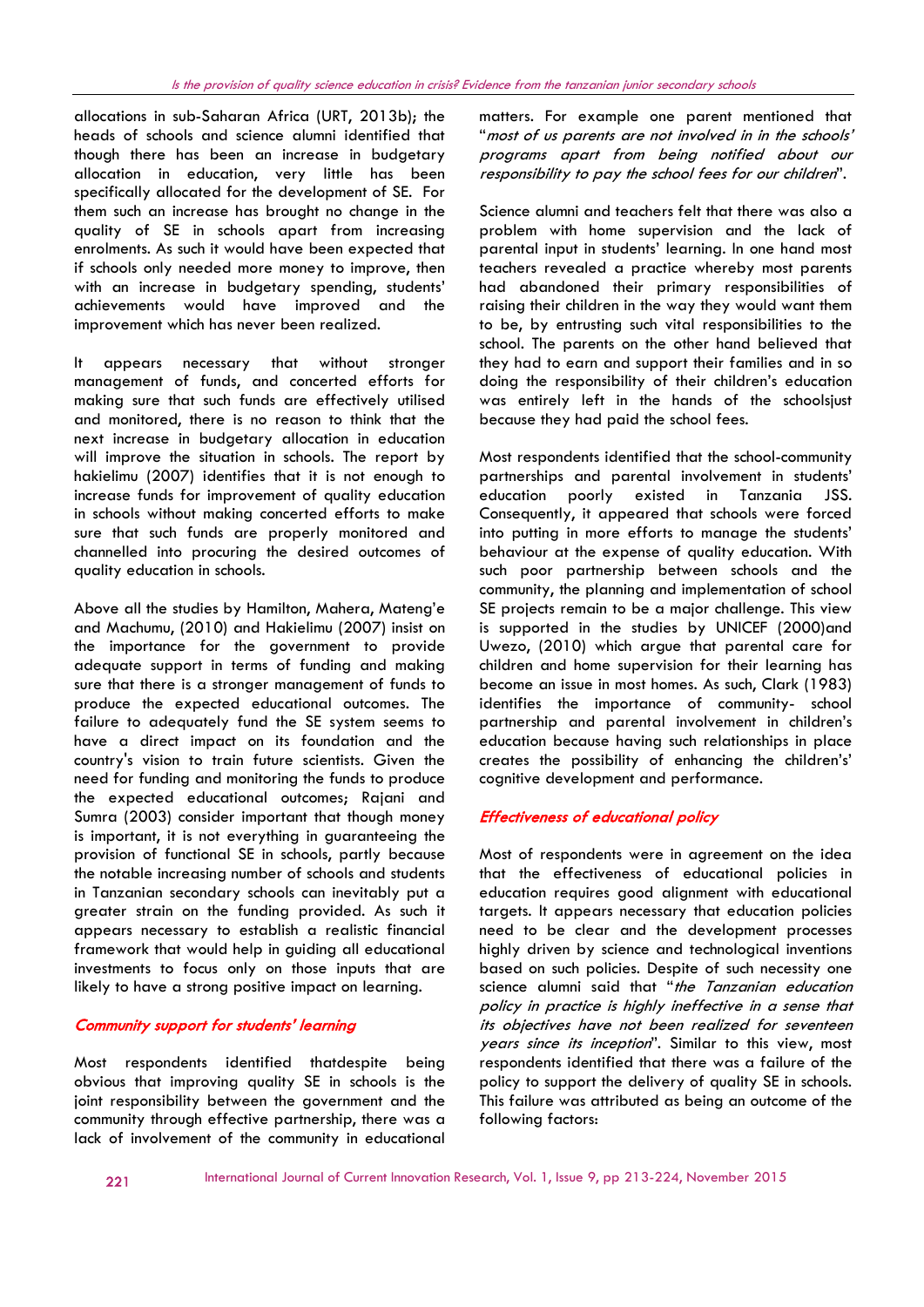allocations in sub-Saharan Africa (URT, 2013b); the heads of schools and science alumni identified that though there has been an increase in budgetary allocation in education, very little has been specifically allocated for the development of SE. For them such an increase has brought no change in the quality of SE in schools apart from increasing enrolments. As such it would have been expected that if schools only needed more money to improve, then with an increase in budgetary spending, students' achievements would have improved and the improvement which has never been realized.

It appears necessary that without stronger management of funds, and concerted efforts for making sure that such funds are effectively utilised and monitored, there is no reason to think that the next increase in budgetary allocation in education will improve the situation in schools. The report by hakielimu (2007) identifies that it is not enough to increase funds for improvement of quality education in schools without making concerted efforts to make sure that such funds are properly monitored and channelled into procuring the desired outcomes of quality education in schools.

Above all the studies by Hamilton, Mahera, Mateng'e and Machumu, (2010) and Hakielimu (2007) insist on the importance for the government to provide adequate support in terms of funding and making sure that there is a stronger management of funds to produce the expected educational outcomes. The failure to adequately fund the SE system seems to have a direct impact on its foundation and the country's vision to train future scientists. Given the need for funding and monitoring the funds to produce the expected educational outcomes; Rajani and Sumra (2003) consider important that though money is important, it is not everything in guaranteeing the provision of functional SE in schools, partly because the notable increasing number of schools and students in Tanzanian secondary schools can inevitably put a greater strain on the funding provided. As such it appears necessary to establish a realistic financial framework that would help in guiding all educational investments to focus only on those inputs that are likely to have a strong positive impact on learning.

### *Community support for students' learning*

Most respondents identified thatdespite being obvious that improving quality SE in schools is the joint responsibility between the government and the community through effective partnership, there was a lack of involvement of the community in educational matters. For example one parent mentioned that "*most of us parents are not involved in in the schools' programs apart from being notified about our responsibility to pay the school fees for our children*".

Science alumni and teachers felt that there was also a problem with home supervision and the lack of parental input in students' learning. In one hand most teachers revealed a practice whereby most parents had abandoned their primary responsibilities of raising their children in the way they would want them to be, by entrusting such vital responsibilities to the school. The parents on the other hand believed that they had to earn and support their families and in so doing the responsibility of their children's education was entirely left in the hands of the schoolsjust because they had paid the school fees.

Most respondents identified that the school-community partnerships and parental involvement in students' education poorly existed in Tanzania JSS. Consequently, it appeared that schools were forced into putting in more efforts to manage the students' behaviour at the expense of quality education. With such poor partnership between schools and the community, the planning and implementation of school SE projects remain to be a major challenge. This view is supported in the studies by UNICEF (2000)and Uwezo, (2010) which argue that parental care for children and home supervision for their learning has become an issue in most homes. As such, Clark (1983) identifies the importance of community- school partnership and parental involvement in children's education because having such relationships in place creates the possibility of enhancing the children's' cognitive development and performance.

### *Effectiveness of educational policy*

Most of respondents were in agreement on the idea that the effectiveness of educational policies in education requires good alignment with educational targets. It appears necessary that education policies need to be clear and the development processes highly driven by science and technological inventions based on such policies. Despite of such necessity one science alumni said that "*the Tanzanian education policy in practice is highly ineffective in a sense that its objectives have not been realized for seventeen years since its inception*". Similar to this view, most respondents identified that there was a failure of the policy to support the delivery of quality SE in schools. This failure was attributed as being an outcome of the following factors: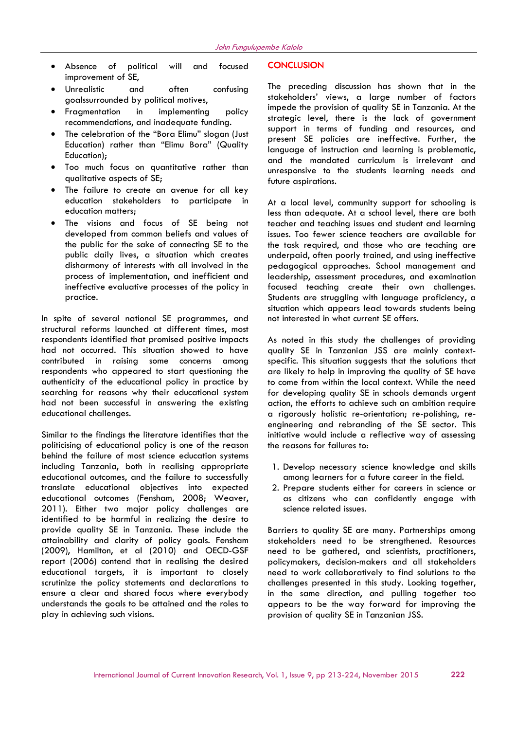- Absence of political will and focused improvement of SE,
- Unrealistic and often confusing goalssurrounded by political motives,
- Fragmentation in implementing policy recommendations, and inadequate funding.
- The celebration of the "Bora Elimu" slogan (Just Education) rather than "Elimu Bora" (Quality Education);
- Too much focus on quantitative rather than qualitative aspects of SE;
- The failure to create an avenue for all key education stakeholders to participate in education matters;
- The visions and focus of SE being not developed from common beliefs and values of the public for the sake of connecting SE to the public daily lives, a situation which creates disharmony of interests with all involved in the process of implementation, and inefficient and ineffective evaluative processes of the policy in practice.

In spite of several national SE programmes, and structural reforms launched at different times, most respondents identified that promised positive impacts had not occurred. This situation showed to have contributed in raising some concerns among respondents who appeared to start questioning the authenticity of the educational policy in practice by searching for reasons why their educational system had not been successful in answering the existing educational challenges.

Similar to the findings the literature identifies that the politicising of educational policy is one of the reason behind the failure of most science education systems including Tanzania, both in realising appropriate educational outcomes, and the failure to successfully translate educational objectives into expected educational outcomes (Fensham, 2008; Weaver, 2011). Either two major policy challenges are identified to be harmful in realizing the desire to provide quality SE in Tanzania. These include the attainability and clarity of policy goals. Fensham (2009), Hamilton, et al (2010) and OECD-GSF report (2006) contend that in realising the desired educational targets, it is important to closely scrutinize the policy statements and declarations to ensure a clear and shared focus where everybody understands the goals to be attained and the roles to play in achieving such visions.

## CONCLUSION

The preceding discussion has shown that in the stakeholders' views, a large number of factors impede the provision of quality SE in Tanzania. At the strategic level, there is the lack of government support in terms of funding and resources, and present SE policies are ineffective. Further, the language of instruction and learning is problematic, and the mandated curriculum is irrelevant and unresponsive to the students learning needs and future aspirations.

At a local level, community support for schooling is less than adequate. At a school level, there are both teacher and teaching issues and student and learning issues. Too fewer science teachers are available for the task required, and those who are teaching are underpaid, often poorly trained, and using ineffective pedagogical approaches. School management and leadership, assessment procedures, and examination focused teaching create their own challenges. Students are struggling with language proficiency, a situation which appears lead towards students being not interested in what current SE offers.

As noted in this study the challenges of providing quality SE in Tanzanian JSS are mainly context-specific. This situation suggests that the solutions that are likely to help in improving the quality of SE have to come from within the local context. While the need for developing quality SE in schools demands urgent action, the efforts to achieve such an ambition require a rigorously holistic re-orientation; re-polishing, re-engineering and rebranding of the SE sector. This initiative would include a reflective way of assessing the reasons for failures to:

1. Develop necessary science knowledge and skills among learners for a future career in the field.
2. Prepare students either for careers in science or as citizens who can confidently engage with science related issues.

Barriers to quality SE are many. Partnerships among stakeholders need to be strengthened. Resources need to be gathered, and scientists, practitioners, policymakers, decision-makers and all stakeholders need to work collaboratively to find solutions to the challenges presented in this study. Looking together, in the same direction, and pulling together too appears to be the way forward for improving the provision of quality SE in Tanzanian JSS.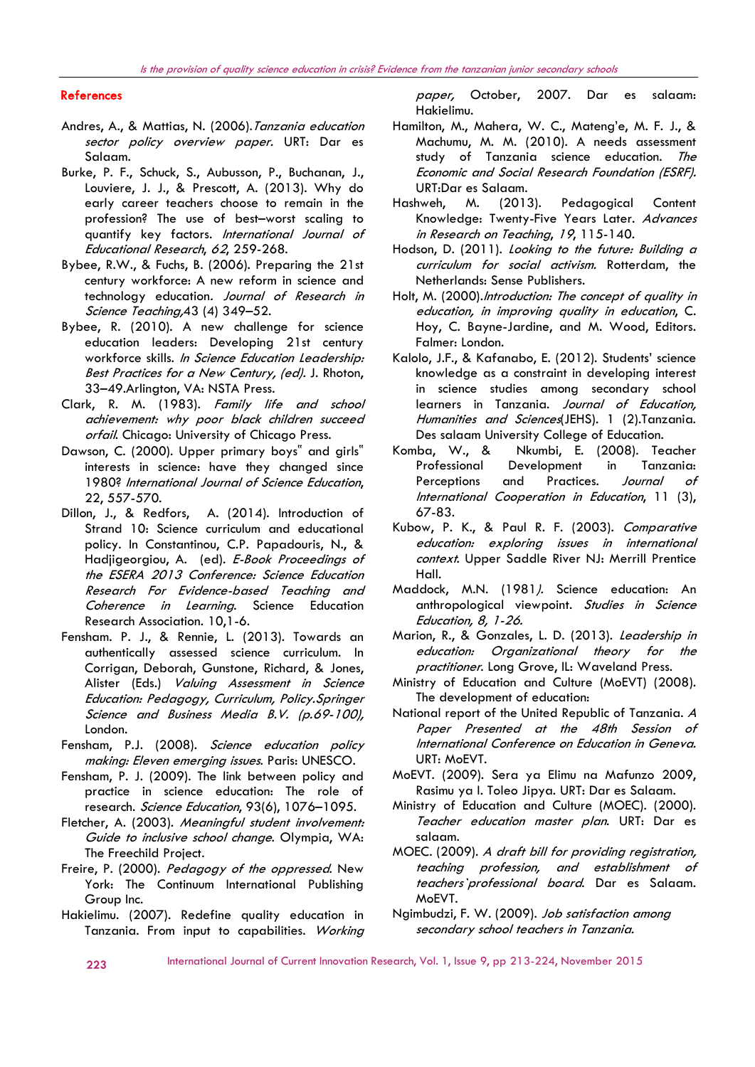## References

Andres, A., & Mattias, N. (2006).*Tanzania education sector policy overview paper.* URT: Dar es Salaam.

Burke, P. F., Schuck, S., Aubusson, P., Buchanan, J., Louviere, J. J., & Prescott, A. (2013). Why do early career teachers choose to remain in the profession? The use of best–worst scaling to quantify key factors. *International Journal of Educational Research*, *62*, 259-268.

Bybee, R.W., & Fuchs, B. (2006). Preparing the 21st century workforce: A new reform in science and technology education. *Journal of Research in Science Teaching,*43 (4) 349–52.

Bybee, R. (2010). A new challenge for science education leaders: Developing 21st century workforce skills. *In Science Education Leadership: Best Practices for a New Century, (ed).* J. Rhoton, 33–49.Arlington, VA: NSTA Press.

Clark, R. M. (1983). *Family life and school achievement: why poor black children succeed orfail.* Chicago: University of Chicago Press.

Dawson, C. (2000). Upper primary boys" and girls" interests in science: have they changed since 1980? *International Journal of Science Education*, 22, 557-570.

Dillon, J., & Redfors, A. (2014). Introduction of Strand 10: Science curriculum and educational policy. In Constantinou, C.P. Papadouris, N., & Hadjigeorgiou, A. (ed). *E-Book Proceedings of the ESERA 2013 Conference: Science Education Research For Evidence-based Teaching and Coherence in Learning.* Science Education Research Association. 10,1-6.

Fensham. P. J., & Rennie, L. (2013). Towards an authentically assessed science curriculum. In Corrigan, Deborah, Gunstone, Richard, & Jones, Alister (Eds.) *Valuing Assessment in Science Education: Pedagogy, Curriculum, Policy.Springer Science and Business Media B.V. (p.69-100),* London.

Fensham, P.J. (2008). *Science education policy making: Eleven emerging issues.* Paris: UNESCO.

Fensham, P. J. (2009). The link between policy and practice in science education: The role of research. *Science Education*, 93(6), 1076–1095.

Fletcher, A. (2003). *Meaningful student involvement: Guide to inclusive school change.* Olympia, WA: The Freechild Project.

Freire, P. (2000). *Pedagogy of the oppressed.* New York: The Continuum International Publishing Group Inc.

Hakielimu. (2007). Redefine quality education in Tanzania. From input to capabilities. *Working paper,* October, 2007. Dar es salaam: Hakielimu.

Hamilton, M., Mahera, W. C., Mateng'e, M. F. J., & Machumu, M. M. (2010). A needs assessment study of Tanzania science education. *The Economic and Social Research Foundation (ESRF).* URT:Dar es Salaam.

Hashweh, M. (2013). Pedagogical Content Knowledge: Twenty-Five Years Later. *Advances in Research on Teaching*, *19*, 115-140.

Hodson, D. (2011). *Looking to the future: Building a curriculum for social activism.* Rotterdam, the Netherlands: Sense Publishers.

Holt, M. (2000).*Introduction: The concept of quality in education, in improving quality in education*, C. Hoy, C. Bayne-Jardine, and M. Wood, Editors. Falmer: London.

Kalolo, J.F., & Kafanabo, E. (2012). Students' science knowledge as a constraint in developing interest in science studies among secondary school learners in Tanzania. *Journal of Education, Humanities and Sciences*(JEHS). 1 (2).Tanzania. Des salaam University College of Education.

Komba, W., & Nkumbi, E. (2008). Teacher Professional Development in Tanzania: Perceptions and Practices. *Journal of International Cooperation in Education*, 11 (3), 67-83.

Kubow, P. K., & Paul R. F. (2003). *Comparative education: exploring issues in international context.* Upper Saddle River NJ: Merrill Prentice Hall.

Maddock, M.N. (1981*).* Science education: An anthropological viewpoint. *Studies in Science Education, 8, 1-26.*

Marion, R., & Gonzales, L. D. (2013). *Leadership in education: Organizational theory for the practitioner.* Long Grove, IL: Waveland Press.

Ministry of Education and Culture (MoEVT) (2008). The development of education: National report of the United Republic of Tanzania. *A Paper Presented at the 48th Session of International Conference on Education in Geneva.* URT: MoEVT.

MoEVT. (2009). Sera ya Elimu na Mafunzo 2009, Rasimu ya I. Toleo Jipya. URT: Dar es Salaam.

Ministry of Education and Culture (MOEC). (2000). *Teacher education master plan.* URT: Dar es salaam.

MOEC. (2009). *A draft bill for providing registration, teaching profession, and establishment of teachers`professional board.* Dar es Salaam. MoEVT.

Ngimbudzi, F. W. (2009). *Job satisfaction among secondary school teachers in Tanzania.*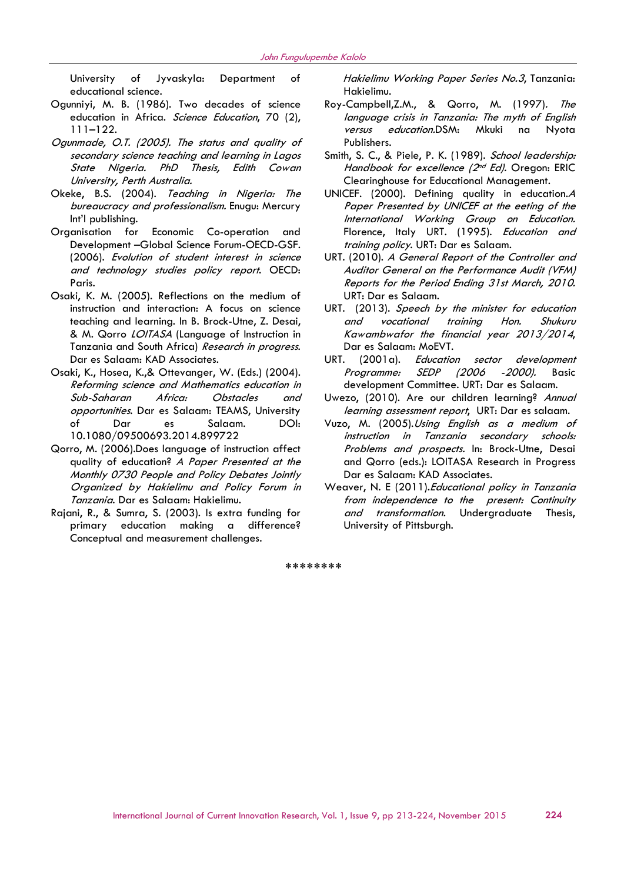University of Jyvaskyla: Department of educational science.

Ogunniyi, M. B. (1986). Two decades of science education in Africa. *Science Education*, 70 (2), 111–122.

*Ogunmade, O.T. (2005). The status and quality of secondary science teaching and learning in Lagos State Nigeria. PhD Thesis, Edith Cowan University, Perth Australia.*

Okeke, B.S. (2004). *Teaching in Nigeria: The bureaucracy and professionalism.* Enugu: Mercury Int'l publishing.

Organisation for Economic Co-operation and Development –Global Science Forum-OECD-GSF. (2006). *Evolution of student interest in science and technology studies policy report*. OECD: Paris.

Osaki, K. M. (2005). Reflections on the medium of instruction and interaction: A focus on science teaching and learning. In B. Brock-Utne, Z. Desai, & M. Qorro *LOITASA* (Language of Instruction in Tanzania and South Africa) *Research in progress*. Dar es Salaam: KAD Associates.

Osaki, K., Hosea, K.,& Ottevanger, W. (Eds.) (2004). *Reforming science and Mathematics education in Sub-Saharan Africa: Obstacles and opportunities*. Dar es Salaam: TEAMS, University of Dar es Salaam. DOI: 10.1080/09500693.2014.899722

Qorro, M. (2006).Does language of instruction affect quality of education? *A Paper Presented at the Monthly 0730 People and Policy Debates Jointly Organized by Hakielimu and Policy Forum in Tanzania*. Dar es Salaam: Hakielimu.

Rajani, R., & Sumra, S. (2003). Is extra funding for primary education making a difference? Conceptual and measurement challenges. *Hakielimu Working Paper Series No.3*, Tanzania: Hakielimu.

Roy-Campbell,Z.M., & Qorro, M. (1997). *The language crisis in Tanzania: The myth of English versus education.*DSM: Mkuki na Nyota Publishers.

Smith, S. C., & Piele, P. K. (1989). *School leadership: Handbook for excellence (2nd Ed).* Oregon: ERIC Clearinghouse for Educational Management.

UNICEF. (2000). Defining quality in education.*A Paper Presented by UNICEF at the eeting of the International Working Group on Education.* Florence, Italy URT. (1995). *Education and training policy*. URT: Dar es Salaam.

URT. (2010). *A General Report of the Controller and Auditor General on the Performance Audit (VFM) Reports for the Period Ending 31st March, 2010.* URT: Dar es Salaam.

URT. (2013). *Speech by the minister for education and vocational training Hon. Shukuru Kawambwafor the financial year 2013/2014*, Dar es Salaam: MoEVT.

URT. (2001a). *Education sector development Programme: SEDP (2006 -2000).* Basic development Committee. URT: Dar es Salaam.

Uwezo, (2010). Are our children learning? *Annual learning assessment report*, URT: Dar es salaam.

Vuzo, M. (2005).*Using English as a medium of instruction in Tanzania secondary schools: Problems and prospects.* In: Brock-Utne, Desai and Qorro (eds.): LOITASA Research in Progress Dar es Salaam: KAD Associates.

Weaver, N. E (2011).*Educational policy in Tanzania from independence to the present: Continuity and transformation.* Undergraduate Thesis, University of Pittsburgh.

********